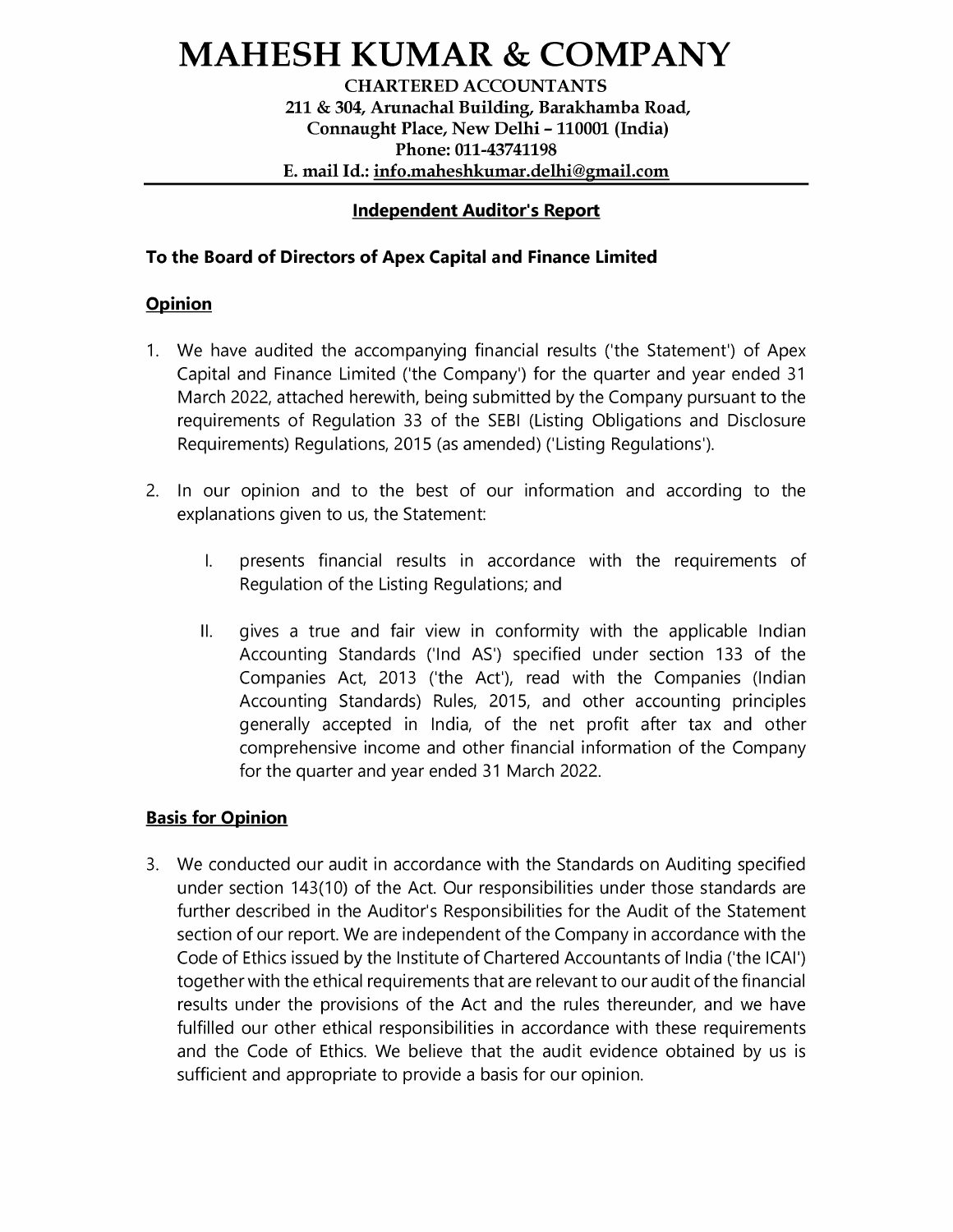# MAHESH KUMAR & COMPANY

**CHARTERED ACCOUNTANTS**
**211 & 304, Arunachal Building, Barakhamba Road,**
**Connaught Place, New Delhi – 110001 (India)**
**Phone: 011-43741198**
**E. mail Id.: info.maheshkumar.delhi@gmail.com**

## Independent Auditor's Report

**To the Board of Directors of Apex Capital and Finance Limited**

### Opinion

1. We have audited the accompanying financial results ('the Statement') of Apex Capital and Finance Limited ('the Company') for the quarter and year ended 31 March 2022, attached herewith, being submitted by the Company pursuant to the requirements of Regulation 33 of the SEBI (Listing Obligations and Disclosure Requirements) Regulations, 2015 (as amended) ('Listing Regulations').

2. In our opinion and to the best of our information and according to the explanations given to us, the Statement:

   I. presents financial results in accordance with the requirements of Regulation of the Listing Regulations; and

   II. gives a true and fair view in conformity with the applicable Indian Accounting Standards ('Ind AS') specified under section 133 of the Companies Act, 2013 ('the Act'), read with the Companies (Indian Accounting Standards) Rules, 2015, and other accounting principles generally accepted in India, of the net profit after tax and other comprehensive income and other financial information of the Company for the quarter and year ended 31 March 2022.

### Basis for Opinion

3. We conducted our audit in accordance with the Standards on Auditing specified under section 143(10) of the Act. Our responsibilities under those standards are further described in the Auditor's Responsibilities for the Audit of the Statement section of our report. We are independent of the Company in accordance with the Code of Ethics issued by the Institute of Chartered Accountants of India ('the ICAI') together with the ethical requirements that are relevant to our audit of the financial results under the provisions of the Act and the rules thereunder, and we have fulfilled our other ethical responsibilities in accordance with these requirements and the Code of Ethics. We believe that the audit evidence obtained by us is sufficient and appropriate to provide a basis for our opinion.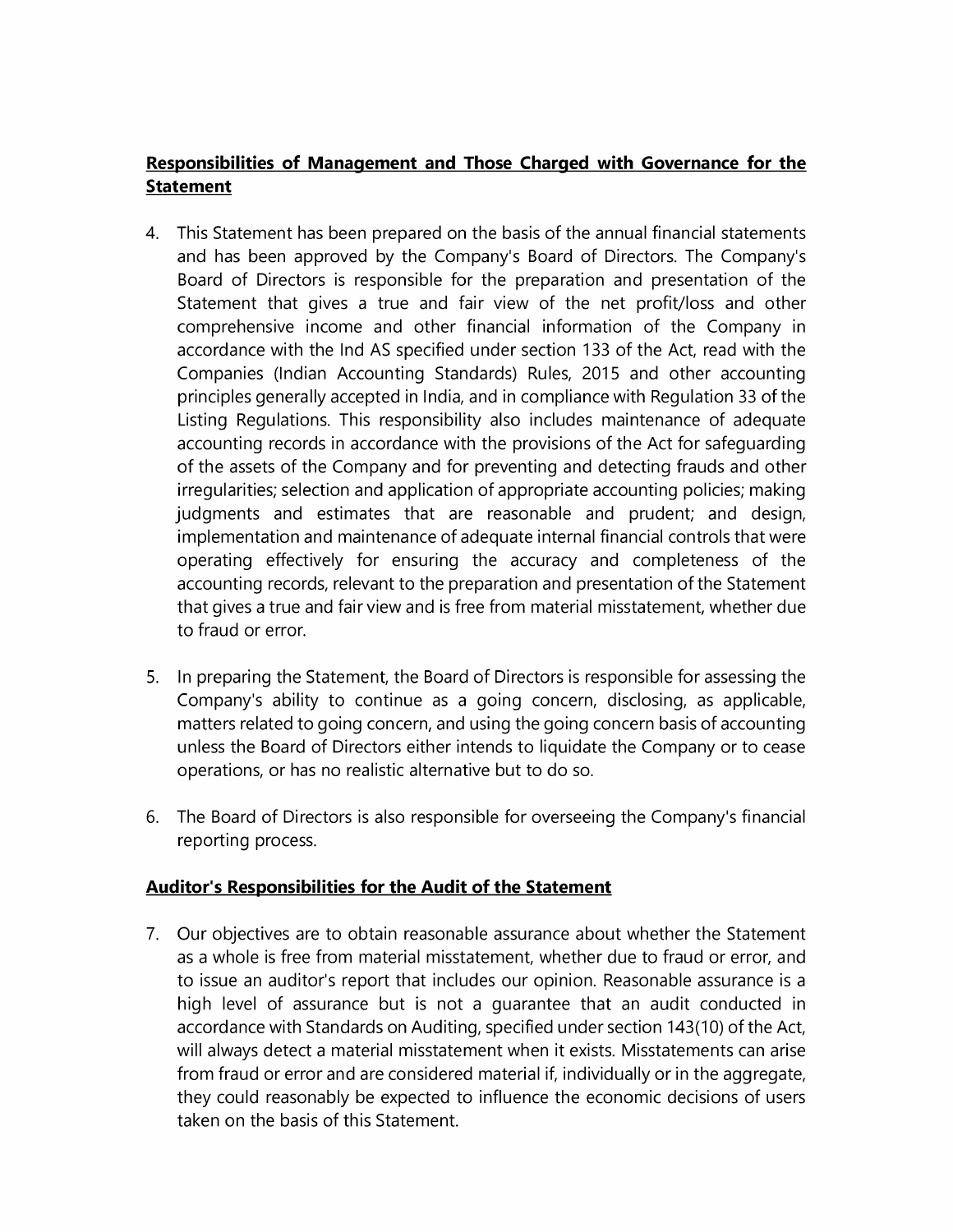## Responsibilities of Management and Those Charged with Governance for the Statement

4. This Statement has been prepared on the basis of the annual financial statements and has been approved by the Company's Board of Directors. The Company's Board of Directors is responsible for the preparation and presentation of the Statement that gives a true and fair view of the net profit/loss and other comprehensive income and other financial information of the Company in accordance with the Ind AS specified under section 133 of the Act, read with the Companies (Indian Accounting Standards) Rules, 2015 and other accounting principles generally accepted in India, and in compliance with Regulation 33 of the Listing Regulations. This responsibility also includes maintenance of adequate accounting records in accordance with the provisions of the Act for safeguarding of the assets of the Company and for preventing and detecting frauds and other irregularities; selection and application of appropriate accounting policies; making judgments and estimates that are reasonable and prudent; and design, implementation and maintenance of adequate internal financial controls that were operating effectively for ensuring the accuracy and completeness of the accounting records, relevant to the preparation and presentation of the Statement that gives a true and fair view and is free from material misstatement, whether due to fraud or error.

5. In preparing the Statement, the Board of Directors is responsible for assessing the Company's ability to continue as a going concern, disclosing, as applicable, matters related to going concern, and using the going concern basis of accounting unless the Board of Directors either intends to liquidate the Company or to cease operations, or has no realistic alternative but to do so.

6. The Board of Directors is also responsible for overseeing the Company's financial reporting process.

## Auditor's Responsibilities for the Audit of the Statement

7. Our objectives are to obtain reasonable assurance about whether the Statement as a whole is free from material misstatement, whether due to fraud or error, and to issue an auditor's report that includes our opinion. Reasonable assurance is a high level of assurance but is not a guarantee that an audit conducted in accordance with Standards on Auditing, specified under section 143(10) of the Act, will always detect a material misstatement when it exists. Misstatements can arise from fraud or error and are considered material if, individually or in the aggregate, they could reasonably be expected to influence the economic decisions of users taken on the basis of this Statement.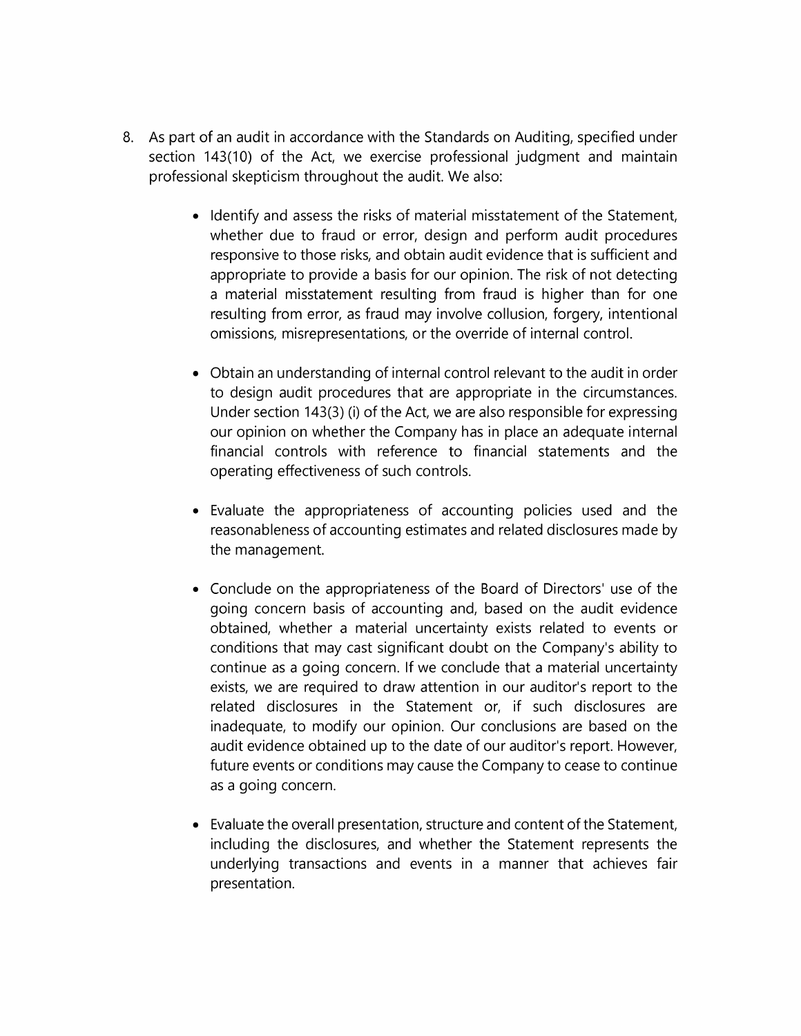8. As part of an audit in accordance with the Standards on Auditing, specified under section 143(10) of the Act, we exercise professional judgment and maintain professional skepticism throughout the audit. We also:

   - Identify and assess the risks of material misstatement of the Statement, whether due to fraud or error, design and perform audit procedures responsive to those risks, and obtain audit evidence that is sufficient and appropriate to provide a basis for our opinion. The risk of not detecting a material misstatement resulting from fraud is higher than for one resulting from error, as fraud may involve collusion, forgery, intentional omissions, misrepresentations, or the override of internal control.

   - Obtain an understanding of internal control relevant to the audit in order to design audit procedures that are appropriate in the circumstances. Under section 143(3) (i) of the Act, we are also responsible for expressing our opinion on whether the Company has in place an adequate internal financial controls with reference to financial statements and the operating effectiveness of such controls.

   - Evaluate the appropriateness of accounting policies used and the reasonableness of accounting estimates and related disclosures made by the management.

   - Conclude on the appropriateness of the Board of Directors' use of the going concern basis of accounting and, based on the audit evidence obtained, whether a material uncertainty exists related to events or conditions that may cast significant doubt on the Company's ability to continue as a going concern. If we conclude that a material uncertainty exists, we are required to draw attention in our auditor's report to the related disclosures in the Statement or, if such disclosures are inadequate, to modify our opinion. Our conclusions are based on the audit evidence obtained up to the date of our auditor's report. However, future events or conditions may cause the Company to cease to continue as a going concern.

   - Evaluate the overall presentation, structure and content of the Statement, including the disclosures, and whether the Statement represents the underlying transactions and events in a manner that achieves fair presentation.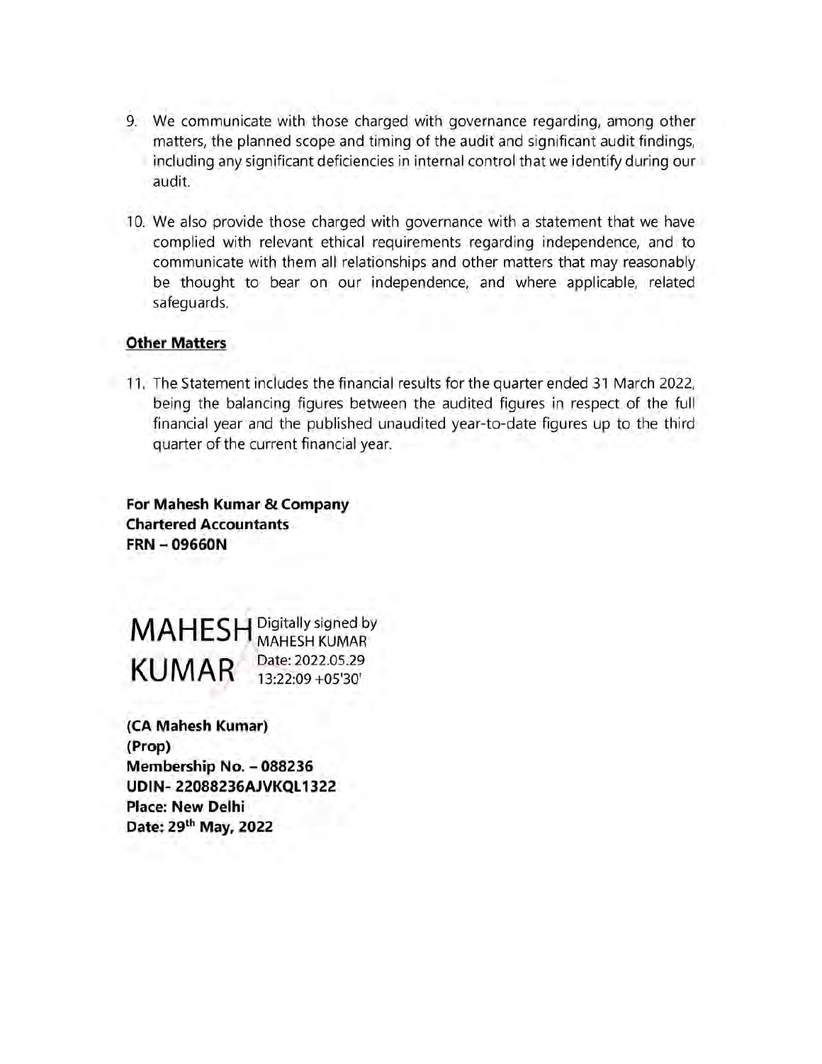9. We communicate with those charged with governance regarding, among other matters, the planned scope and timing of the audit and significant audit findings, including any significant deficiencies in internal control that we identify during our audit.

10. We also provide those charged with governance with a statement that we have complied with relevant ethical requirements regarding independence, and to communicate with them all relationships and other matters that may reasonably be thought to bear on our independence, and where applicable, related safeguards.

**Other Matters**

11. The Statement includes the financial results for the quarter ended 31 March 2022, being the balancing figures between the audited figures in respect of the full financial year and the published unaudited year-to-date figures up to the third quarter of the current financial year.

**For Mahesh Kumar & Company**
**Chartered Accountants**
**FRN – 09660N**

MAHESH KUMAR Digitally signed by MAHESH KUMAR Date: 2022.05.29 13:22:09 +05'30'

**(CA Mahesh Kumar)**
**(Prop)**
**Membership No. – 088236**
**UDIN- 22088236AJVKQL1322**
**Place: New Delhi**
**Date: 29th May, 2022**